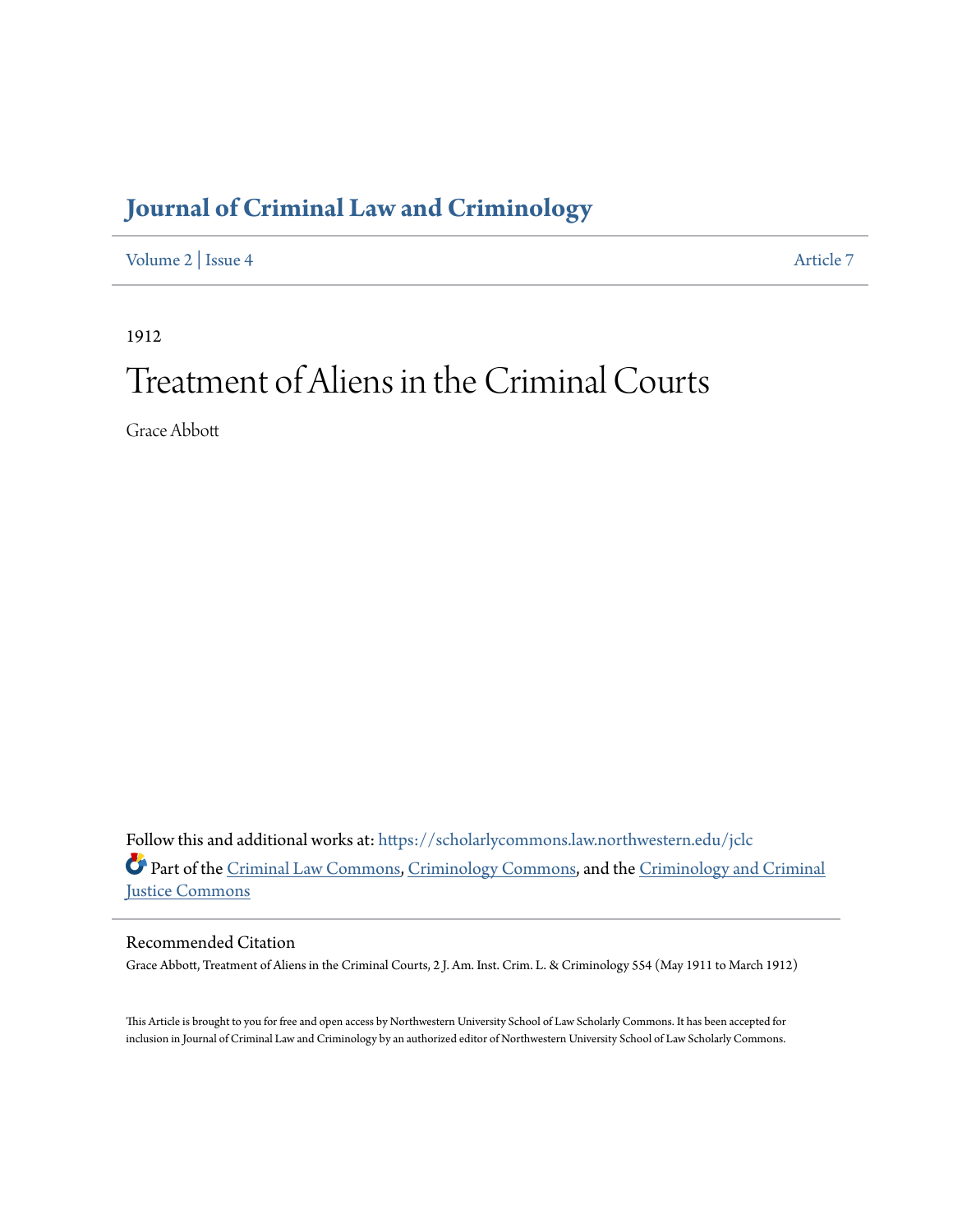# Journal of Criminal Law and Criminology

Volume 2 | Issue 4 Article 7

1912

# Treatment of Aliens in the Criminal Courts

Grace Abbott

Follow this and additional works at: https://scholarlycommons.law.northwestern.edu/jclc

Part of the Criminal Law Commons, Criminology Commons, and the Criminology and Criminal Justice Commons

## Recommended Citation

Grace Abbott, Treatment of Aliens in the Criminal Courts, 2 J. Am. Inst. Crim. L. & Criminology 554 (May 1911 to March 1912)

This Article is brought to you for free and open access by Northwestern University School of Law Scholarly Commons. It has been accepted for inclusion in Journal of Criminal Law and Criminology by an authorized editor of Northwestern University School of Law Scholarly Commons.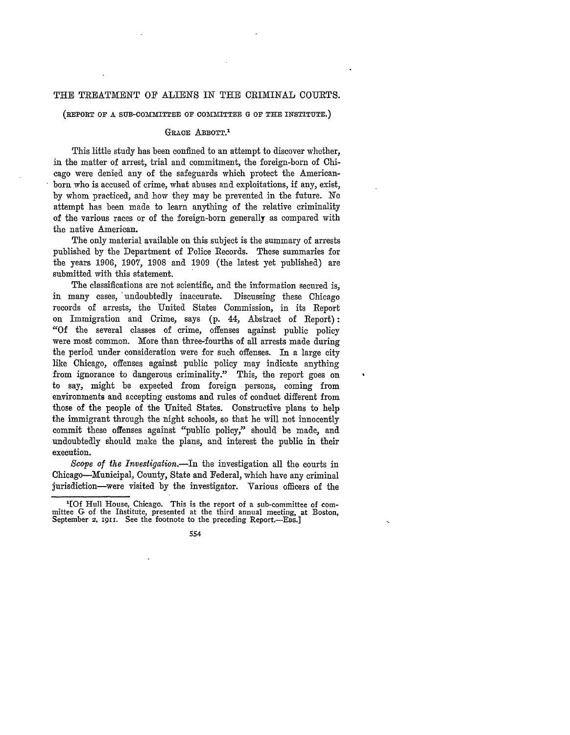# THE TREATMENT OF ALIENS IN THE CRIMINAL COURTS.

(REPORT OF A SUB-COMMITTEE OF COMMITTEE G OF THE INSTITUTE.)

GRACE ABBOTT.[1]

This little study has been confined to an attempt to discover whether, in the matter of arrest, trial and commitment, the foreign-born of Chicago were denied any of the safeguards which protect the American-born who is accused of crime, what abuses and exploitations, if any, exist, by whom practiced, and how they may be prevented in the future. No attempt has been made to learn anything of the relative criminality of the various races or of the foreign-born generally as compared with the native American.

The only material available on this subject is the summary of arrests published by the Department of Police Records. These summaries for the years 1906, 1907, 1908 and 1909 (the latest yet published) are submitted with this statement.

The classifications are not scientific, and the information secured is, in many cases, undoubtedly inaccurate. Discussing these Chicago records of arrests, the United States Commission, in its Report on Immigration and Crime, says (p. 44, Abstract of Report): "Of the several classes of crime, offenses against public policy were most common. More than three-fourths of all arrests made during the period under consideration were for such offenses. In a large city like Chicago, offenses against public policy may indicate anything from ignorance to dangerous criminality." This, the report goes on to say, might be expected from foreign persons, coming from environments and accepting customs and rules of conduct different from those of the people of the United States. Constructive plans to help the immigrant through the night schools, so that he will not innocently commit these offenses against "public policy," should be made, and undoubtedly should make the plans, and interest the public in their execution.

*Scope of the Investigation.*—In the investigation all the courts in Chicago—Municipal, County, State and Federal, which have any criminal jurisdiction—were visited by the investigator. Various officers of the

[1][Of Hull House, Chicago. This is the report of a sub-committee of committee G of the Institute, presented at the third annual meeting, at Boston, September 2, 1911. See the footnote to the preceding Report.—EDS.]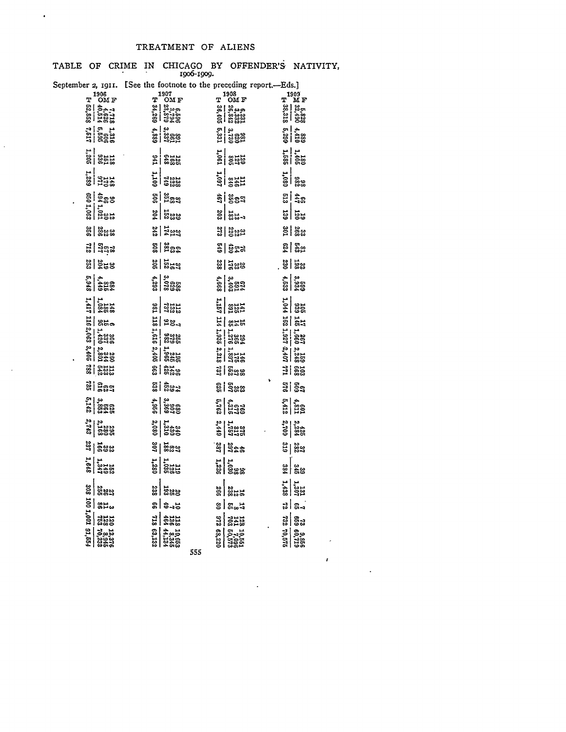# TREATMENT OF ALIENS

## TABLE OF CRIME IN CHICAGO BY OFFENDER'S NATIVITY, 1906-1909.

September 2, 1911. [See the footnote to the preceding report.—Eds.]

| 1906 | | | | 1907 | | | | 1908 | | | | 1909 | | |
|---|---|---|---|---|---|---|---|---|---|---|---|---|---|---|
| T | O | M | F | T | O | M | F | T | O | M | F | T | M | F |
| 52,858 | 40,514 | 4,626 | 7,718 | 34,269 | 23,879 | 3,794 | 6,596 | 36,405 | 26,842 | 3,332 | 6,231 | 38,318 | 32,490 | 5,828 |
| 7,517 | 5,595 | 606 | 1,316 | 4,889 | 3,337 | 661 | 891 | 5,331 | 3,730 | 620 | 981 | 5,299 | 4,410 | 889 |
| 1,206 | 938 | 150 | 118 | 941 | 648 | 168 | 125 | 1,061 | 805 | 127 | 129 | 1,585 | 1,405 | 180 |
| 1,289 | 971 | 170 | 148 | 1,109 | 749 | 222 | 138 | 1,097 | 840 | 146 | 111 | 1,080 | 982 | 98 |
| 650 | 494 | 66 | 90 | 506 | 351 | 68 | 87 | 467 | 350 | 60 | 57 | 513 | 447 | 66 |
| 1,063 | 1,021 | 30 | 12 | 204 | 152 | 23 | 29 | 203 | 183 | 13 | 7 | 139 | 120 | 19 |
| 366 | 296 | 32 | 38 | 242 | 174 | 31 | 37 | 273 | 220 | 22 | 31 | 301 | 268 | 33 |
| 712 | 577 | 57 | 78 | 508 | 381 | 63 | 64 | 549 | 420 | 54 | 75 | 624 | 543 | 81 |
| 253 | 204 | 19 | 30 | 205 | 152 | 16 | 37 | 238 | 176 | 33 | 29 | 230 | 198 | 32 |
| 5,948 | 4,449 | 815 | 684 | 4,293 | 3,078 | 629 | 586 | 4,668 | 3,403 | 591 | 674 | 4,633 | 3,934 | 699 |
| 1,417 | 1,084 | 185 | 148 | 981 | 737 | 132 | 112 | 1,157 | 891 | 125 | 141 | 1,044 | 939 | 105 |
| 116 | 95 | 15 | 6 | 118 | 91 | 20 | 7 | 114 | 85 | 14 | 15 | 162 | 145 | 17 |
| 2,063 | 1,420 | 337 | 306 | 1,616 | 982 | 379 | 255 | 1,936 | 1,276 | 366 | 294 | 1,927 | 1,660 | 267 |
| 3,405 | 2,801 | 344 | 260 | 2,406 | 1,965 | 246 | 195 | 2,218 | 1,897 | 175 | 146 | 2,407 | 2,248 | 159 |
| 788 | 542 | 133 | 113 | 663 | 425 | 142 | 96 | 737 | 552 | 87 | 98 | 771 | 668 | 103 |
| 735 | 616 | 62 | 57 | 538 | 452 | 39 | 47 | 625 | 507 | 35 | 83 | 576 | 509 | 67 |
| 5,142 | 3,853 | 664 | 625 | 4,966 | 3,369 | 907 | 690 | 5,763 | 4,316 | 677 | 760 | 5,412 | 4,811 | 601 |
| 2,743 | 2,168 | 280 | 295 | 2,080 | 1,310 | 430 | 340 | 2,449 | 1,757 | 317 | 375 | 2,709 | 2,284 | 425 |
| 237 | 166 | 39 | 32 | 307 | 188 | 82 | 37 | 387 | 297 | 44 | 46 | 319 | 282 | 37 |
| 1,648 | 1,347 | 149 | 152 | 1,280 | 1,035 | 126 | 119 | 1,226 | 1,030 | 98 | 98 | 384 | 345 | 39 |
| 308 | 255 | 26 | 27 | 238 | 193 | 25 | 20 | 266 | 238 | 12 | 16 | 1,438 | 1,307 | 131 |
| 100 | 86 | 11 | 3 | 66 | 49 | 7 | 10 | 80 | 55 | 8 | 17 | 72 | 65 | 7 |
| 1,001 | 753 | 128 | 120 | 718 | 464 | 136 | 118 | 972 | 703 | 141 | 128 | 732 | 659 | 73 |
| 91,554 | 70,233 | 8,945 | 12,376 | 63,132 | 44,134 | 8,345 | 10,653 | 68,220 | 50,573 | 7,096 | 10,551 | 70,575 | 60,719 | 9,856 |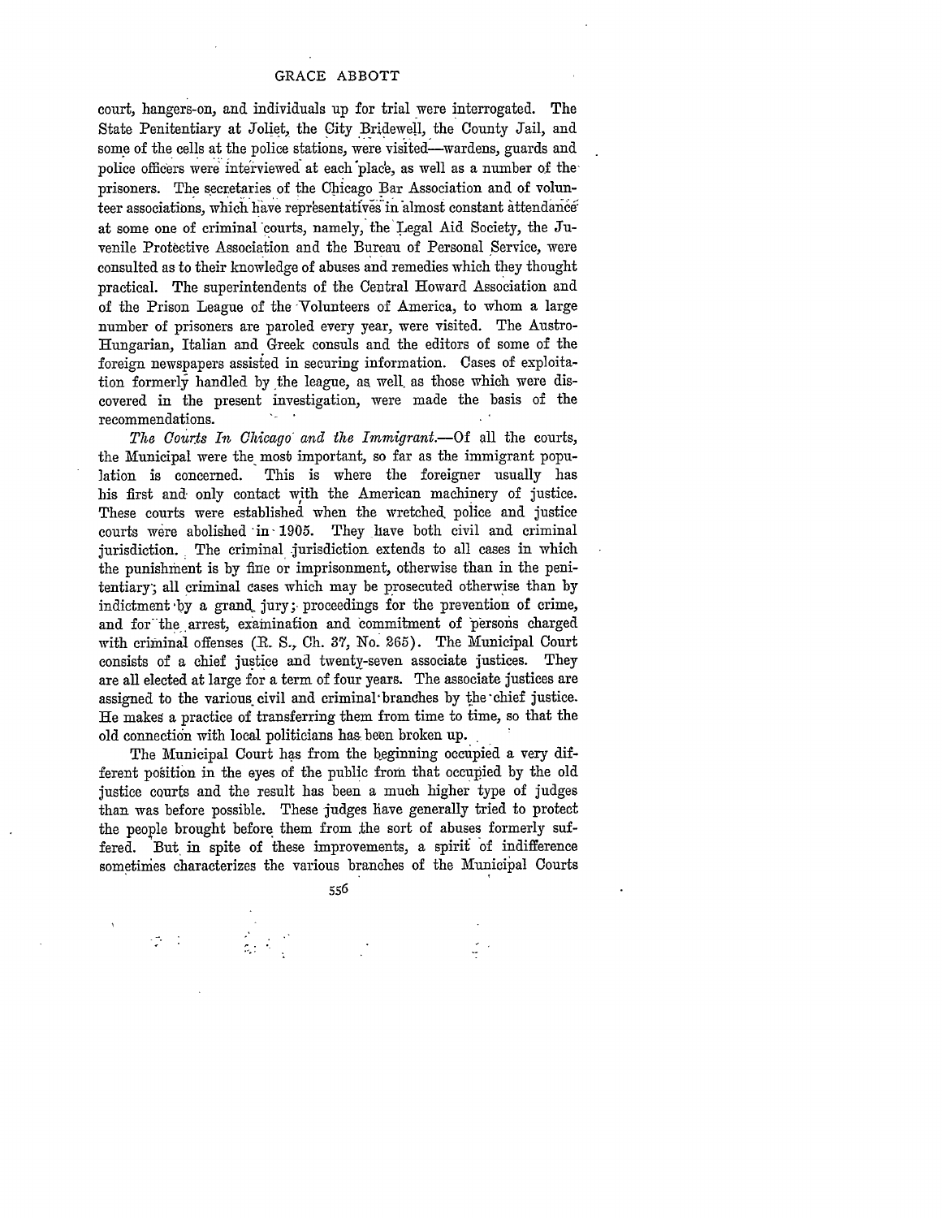court, hangers-on, and individuals up for trial were interrogated. The State Penitentiary at Joliet, the City Bridewell, the County Jail, and some of the cells at the police stations, were visited—wardens, guards and police officers were interviewed at each place, as well as a number of the prisoners. The secretaries of the Chicago Bar Association and of volunteer associations, which have representatives in almost constant attendance at some one of criminal courts, namely, the Legal Aid Society, the Juvenile Protective Association and the Bureau of Personal Service, were consulted as to their knowledge of abuses and remedies which they thought practical. The superintendents of the Central Howard Association and of the Prison League of the Volunteers of America, to whom a large number of prisoners are paroled every year, were visited. The Austro-Hungarian, Italian and Greek consuls and the editors of some of the foreign newspapers assisted in securing information. Cases of exploitation formerly handled by the league, as well as those which were discovered in the present investigation, were made the basis of the recommendations.

*The Courts In Chicago and the Immigrant.*—Of all the courts, the Municipal were the most important, so far as the immigrant population is concerned. This is where the foreigner usually has his first and only contact with the American machinery of justice. These courts were established when the wretched police and justice courts were abolished in 1905. They have both civil and criminal jurisdiction. The criminal jurisdiction extends to all cases in which the punishment is by fine or imprisonment, otherwise than in the penitentiary; all criminal cases which may be prosecuted otherwise than by indictment by a grand jury; proceedings for the prevention of crime, and for the arrest, examination and commitment of persons charged with criminal offenses (R. S., Ch. 37, No. 265). The Municipal Court consists of a chief justice and twenty-seven associate justices. They are all elected at large for a term of four years. The associate justices are assigned to the various civil and criminal branches by the chief justice. He makes a practice of transferring them from time to time, so that the old connection with local politicians has been broken up.

The Municipal Court has from the beginning occupied a very different position in the eyes of the public from that occupied by the old justice courts and the result has been a much higher type of judges than was before possible. These judges have generally tried to protect the people brought before them from the sort of abuses formerly suffered. But in spite of these improvements, a spirit of indifference sometimes characterizes the various branches of the Municipal Courts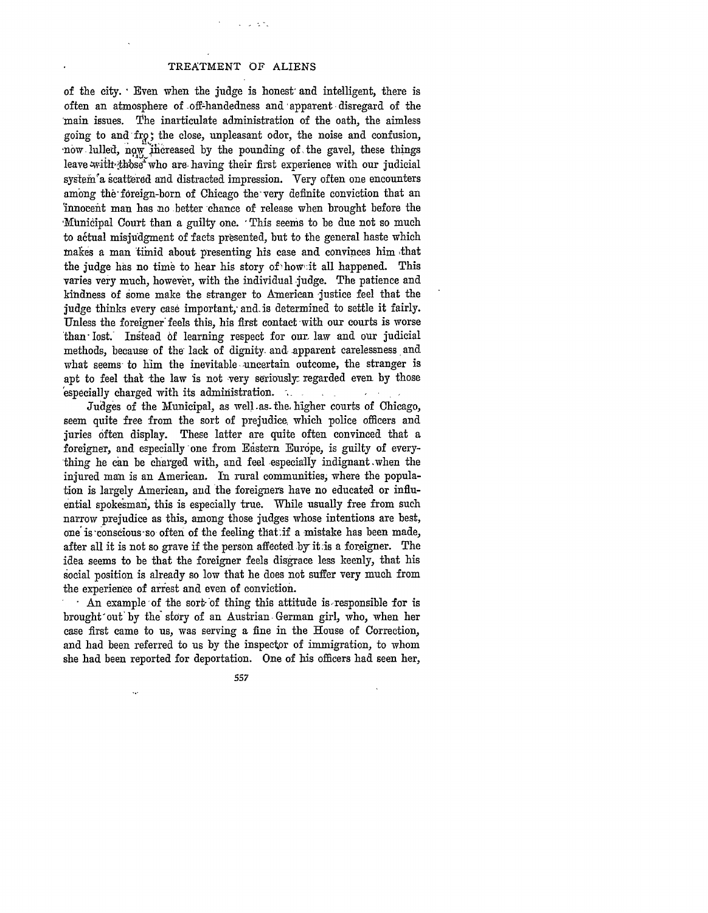of the city. Even when the judge is honest and intelligent, there is often an atmosphere of off-handedness and apparent disregard of the main issues. The inarticulate administration of the oath, the aimless going to and fro; the close, unpleasant odor, the noise and confusion, now lulled, now increased by the pounding of the gavel, these things leave with those who are having their first experience with our judicial system a scattered and distracted impression. Very often one encounters among the foreign-born of Chicago the very definite conviction that an innocent man has no better chance of release when brought before the Municipal Court than a guilty one. This seems to be due not so much to actual misjudgment of facts presented, but to the general haste which makes a man timid about presenting his case and convinces him that the judge has no time to hear his story of how it all happened. This varies very much, however, with the individual judge. The patience and kindness of some make the stranger to American justice feel that the judge thinks every case important, and is determined to settle it fairly. Unless the foreigner feels this, his first contact with our courts is worse than lost. Instead of learning respect for our law and our judicial methods, because of the lack of dignity and apparent carelessness and what seems to him the inevitable uncertain outcome, the stranger is apt to feel that the law is not very seriously regarded even by those especially charged with its administration.

Judges of the Municipal, as well as the higher courts of Chicago, seem quite free from the sort of prejudice which police officers and juries often display. These latter are quite often convinced that a foreigner, and especially one from Eastern Europe, is guilty of everything he can be charged with, and feel especially indignant when the injured man is an American. In rural communities, where the population is largely American, and the foreigners have no educated or influential spokesman, this is especially true. While usually free from such narrow prejudice as this, among those judges whose intentions are best, one is conscious so often of the feeling that if a mistake has been made, after all it is not so grave if the person affected by it is a foreigner. The idea seems to be that the foreigner feels disgrace less keenly, that his social position is already so low that he does not suffer very much from the experience of arrest and even of conviction.

An example of the sort of thing this attitude is responsible for is brought out by the story of an Austrian German girl, who, when her case first came to us, was serving a fine in the House of Correction, and had been referred to us by the inspector of immigration, to whom she had been reported for deportation. One of his officers had seen her,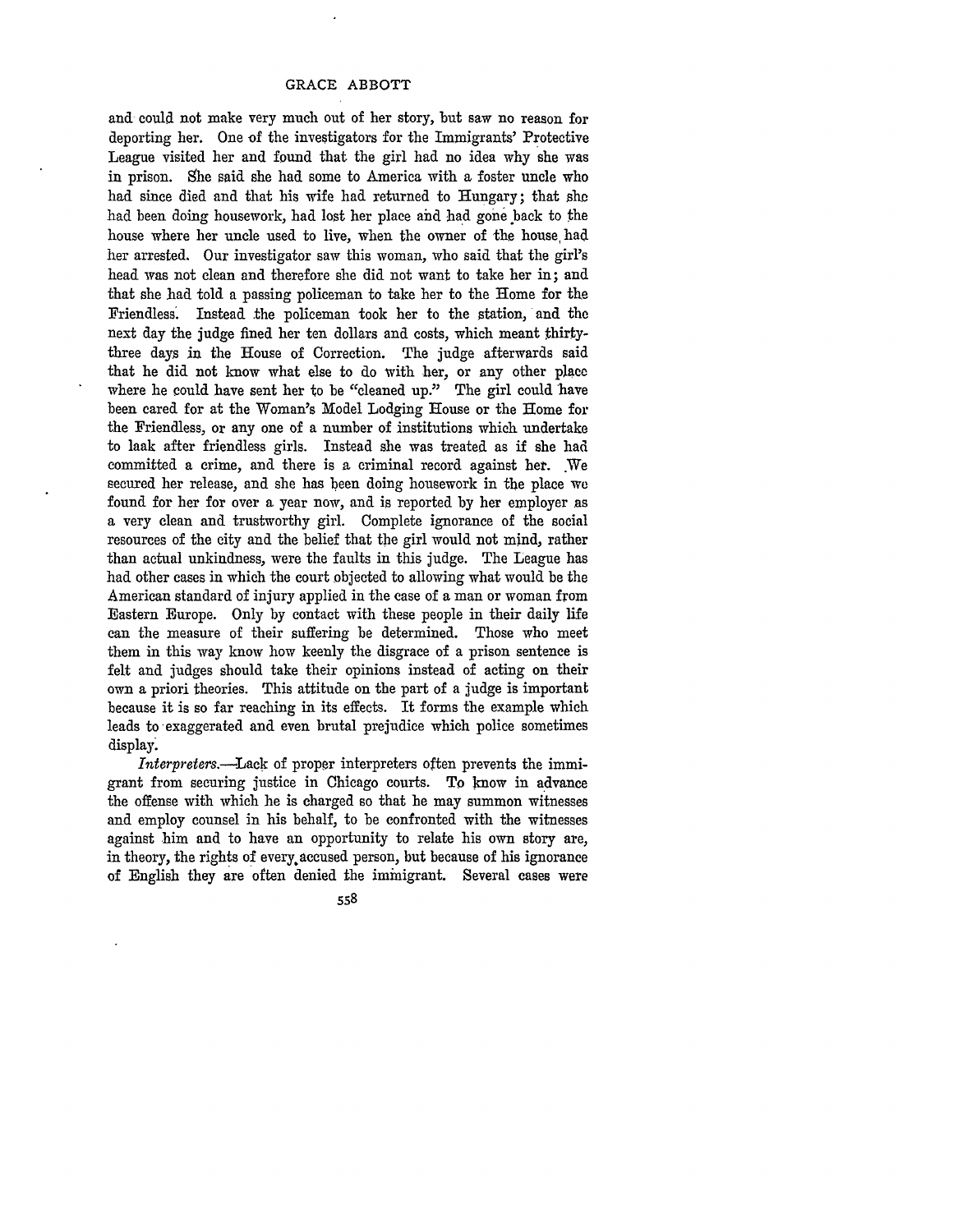and could not make very much out of her story, but saw no reason for deporting her. One of the investigators for the Immigrants' Protective League visited her and found that the girl had no idea why she was in prison. She said she had some to America with a foster uncle who had since died and that his wife had returned to Hungary; that she had been doing housework, had lost her place and had gone back to the house where her uncle used to live, when the owner of the house had her arrested. Our investigator saw this woman, who said that the girl's head was not clean and therefore she did not want to take her in; and that she had told a passing policeman to take her to the Home for the Friendless. Instead the policeman took her to the station, and the next day the judge fined her ten dollars and costs, which meant thirty-three days in the House of Correction. The judge afterwards said that he did not know what else to do with her, or any other place where he could have sent her to be "cleaned up." The girl could have been cared for at the Woman's Model Lodging House or the Home for the Friendless, or any one of a number of institutions which undertake to laak after friendless girls. Instead she was treated as if she had committed a crime, and there is a criminal record against her. We secured her release, and she has been doing housework in the place we found for her for over a year now, and is reported by her employer as a very clean and trustworthy girl. Complete ignorance of the social resources of the city and the belief that the girl would not mind, rather than actual unkindness, were the faults in this judge. The League has had other cases in which the court objected to allowing what would be the American standard of injury applied in the case of a man or woman from Eastern Europe. Only by contact with these people in their daily life can the measure of their suffering be determined. Those who meet them in this way know how keenly the disgrace of a prison sentence is felt and judges should take their opinions instead of acting on their own a priori theories. This attitude on the part of a judge is important because it is so far reaching in its effects. It forms the example which leads to exaggerated and even brutal prejudice which police sometimes display.

*Interpreters.*—Lack of proper interpreters often prevents the immigrant from securing justice in Chicago courts. To know in advance the offense with which he is charged so that he may summon witnesses and employ counsel in his behalf, to be confronted with the witnesses against him and to have an opportunity to relate his own story are, in theory, the rights of every accused person, but because of his ignorance of English they are often denied the immigrant. Several cases were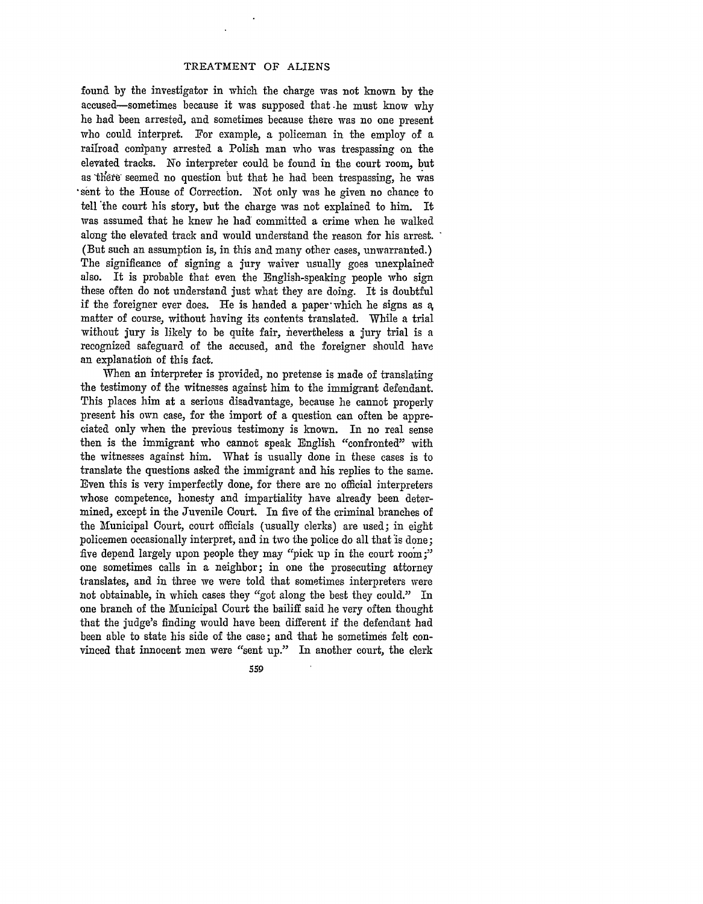found by the investigator in which the charge was not known by the accused—sometimes because it was supposed that he must know why he had been arrested, and sometimes because there was no one present who could interpret. For example, a policeman in the employ of a railroad company arrested a Polish man who was trespassing on the elevated tracks. No interpreter could be found in the court room, but as there seemed no question but that he had been trespassing, he was sent to the House of Correction. Not only was he given no chance to tell the court his story, but the charge was not explained to him. It was assumed that he knew he had committed a crime when he walked along the elevated track and would understand the reason for his arrest. (But such an assumption is, in this and many other cases, unwarranted.) The significance of signing a jury waiver usually goes unexplained also. It is probable that even the English-speaking people who sign these often do not understand just what they are doing. It is doubtful if the foreigner ever does. He is handed a paper which he signs as a matter of course, without having its contents translated. While a trial without jury is likely to be quite fair, nevertheless a jury trial is a recognized safeguard of the accused, and the foreigner should have an explanation of this fact.

When an interpreter is provided, no pretense is made of translating the testimony of the witnesses against him to the immigrant defendant. This places him at a serious disadvantage, because he cannot properly present his own case, for the import of a question can often be appreciated only when the previous testimony is known. In no real sense then is the immigrant who cannot speak English "confronted" with the witnesses against him. What is usually done in these cases is to translate the questions asked the immigrant and his replies to the same. Even this is very imperfectly done, for there are no official interpreters whose competence, honesty and impartiality have already been determined, except in the Juvenile Court. In five of the criminal branches of the Municipal Court, court officials (usually clerks) are used; in eight policemen occasionally interpret, and in two the police do all that is done; five depend largely upon people they may "pick up in the court room;" one sometimes calls in a neighbor; in one the prosecuting attorney translates, and in three we were told that sometimes interpreters were not obtainable, in which cases they "got along the best they could." In one branch of the Municipal Court the bailiff said he very often thought that the judge's finding would have been different if the defendant had been able to state his side of the case; and that he sometimes felt convinced that innocent men were "sent up." In another court, the clerk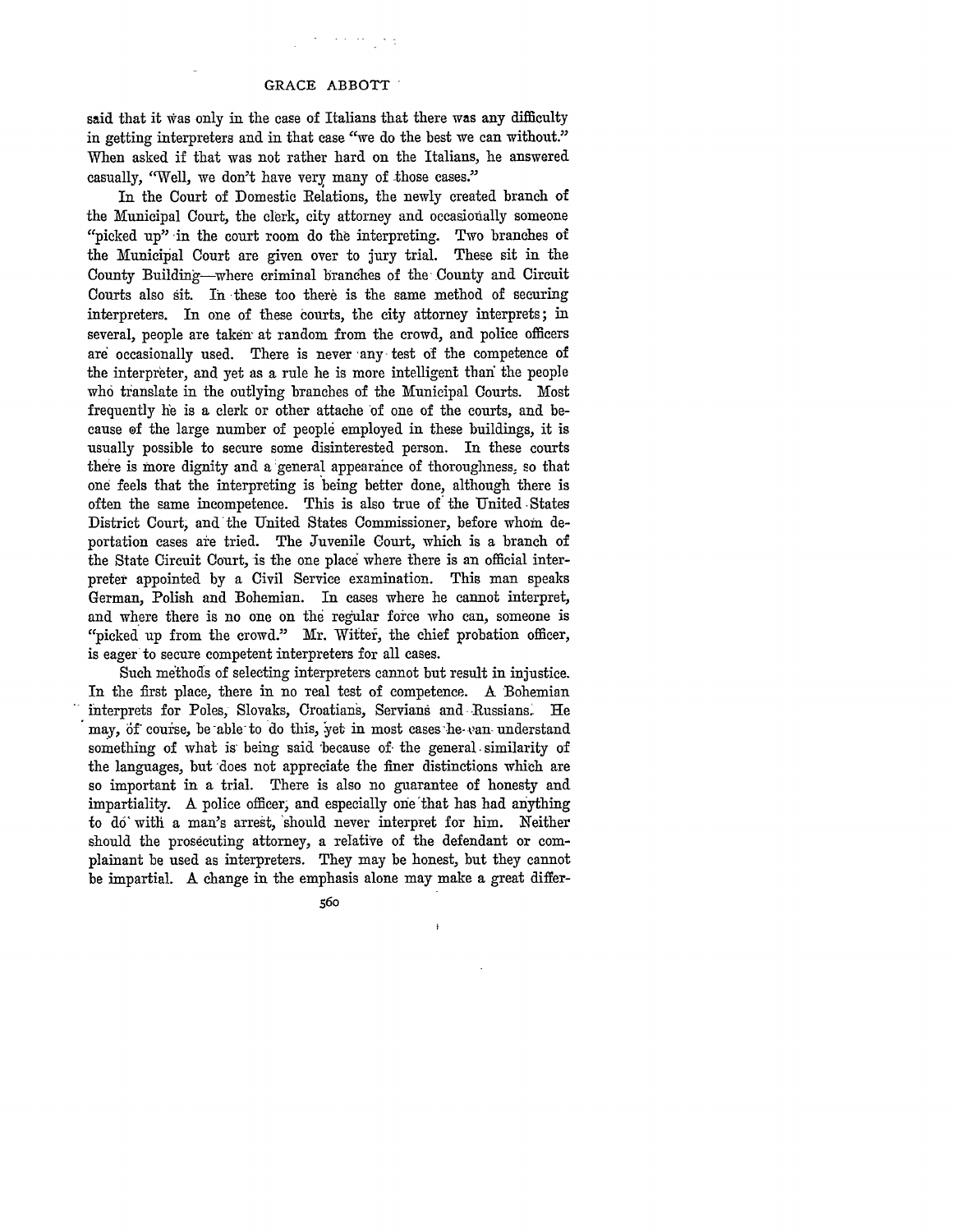said that it was only in the case of Italians that there was any difficulty in getting interpreters and in that case "we do the best we can without." When asked if that was not rather hard on the Italians, he answered casually, "Well, we don't have very many of those cases."

In the Court of Domestic Relations, the newly created branch of the Municipal Court, the clerk, city attorney and occasionally someone "picked up" in the court room do the interpreting. Two branches of the Municipal Court are given over to jury trial. These sit in the County Building—where criminal branches of the County and Circuit Courts also sit. In these too there is the same method of securing interpreters. In one of these courts, the city attorney interprets; in several, people are taken at random from the crowd, and police officers are occasionally used. There is never any test of the competence of the interpreter, and yet as a rule he is more intelligent than the people who translate in the outlying branches of the Municipal Courts. Most frequently he is a clerk or other attache of one of the courts, and because of the large number of people employed in these buildings, it is usually possible to secure some disinterested person. In these courts there is more dignity and a general appearance of thoroughness, so that one feels that the interpreting is being better done, although there is often the same incompetence. This is also true of the United States District Court, and the United States Commissioner, before whom deportation cases are tried. The Juvenile Court, which is a branch of the State Circuit Court, is the one place where there is an official interpreter appointed by a Civil Service examination. This man speaks German, Polish and Bohemian. In cases where he cannot interpret, and where there is no one on the regular force who can, someone is "picked up from the crowd." Mr. Witter, the chief probation officer, is eager to secure competent interpreters for all cases.

Such methods of selecting interpreters cannot but result in injustice. In the first place, there in no real test of competence. A Bohemian interprets for Poles, Slovaks, Croatians, Servians and Russians. He may, of course, be able to do this, yet in most cases he can understand something of what is being said because of the general similarity of the languages, but does not appreciate the finer distinctions which are so important in a trial. There is also no guarantee of honesty and impartiality. A police officer, and especially one that has had anything to do with a man's arrest, should never interpret for him. Neither should the prosecuting attorney, a relative of the defendant or complainant be used as interpreters. They may be honest, but they cannot be impartial. A change in the emphasis alone may make a great differ-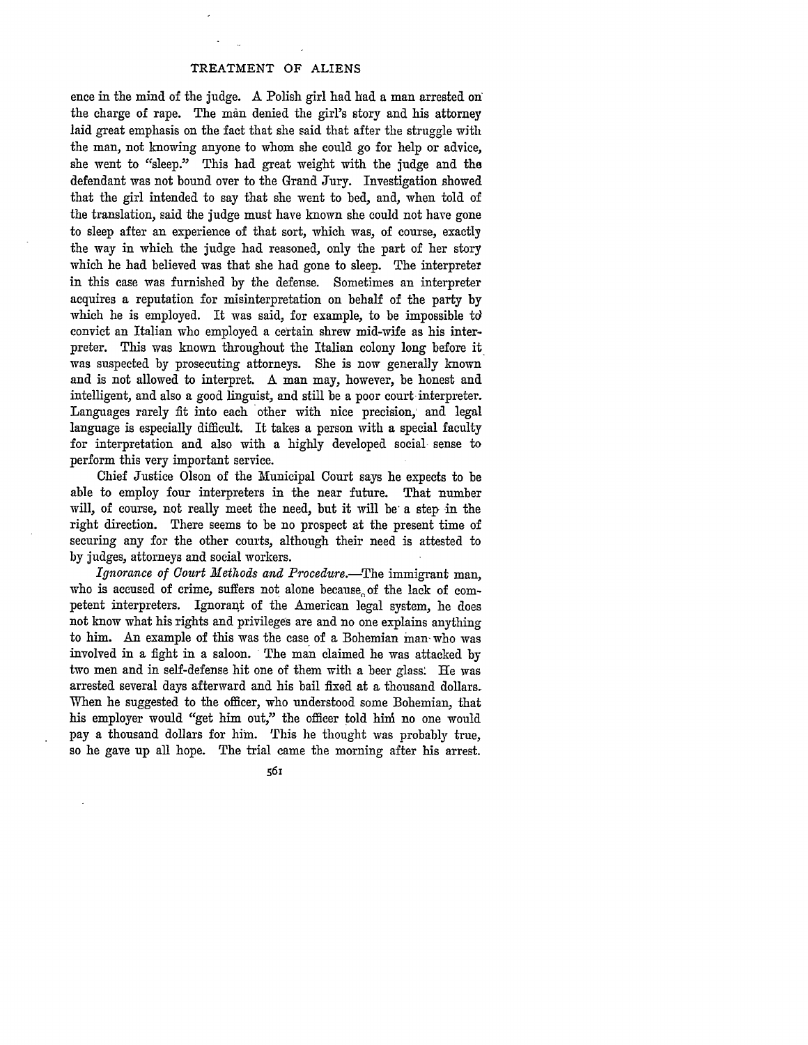ence in the mind of the judge. A Polish girl had had a man arrested on the charge of rape. The man denied the girl's story and his attorney laid great emphasis on the fact that she said that after the struggle with the man, not knowing anyone to whom she could go for help or advice, she went to "sleep." This had great weight with the judge and the defendant was not bound over to the Grand Jury. Investigation showed that the girl intended to say that she went to bed, and, when told of the translation, said the judge must have known she could not have gone to sleep after an experience of that sort, which was, of course, exactly the way in which the judge had reasoned, only the part of her story which he had believed was that she had gone to sleep. The interpreter in this case was furnished by the defense. Sometimes an interpreter acquires a reputation for misinterpretation on behalf of the party by which he is employed. It was said, for example, to be impossible to convict an Italian who employed a certain shrew mid-wife as his interpreter. This was known throughout the Italian colony long before it was suspected by prosecuting attorneys. She is now generally known and is not allowed to interpret. A man may, however, be honest and intelligent, and also a good linguist, and still be a poor court interpreter. Languages rarely fit into each other with nice precision, and legal language is especially difficult. It takes a person with a special faculty for interpretation and also with a highly developed social sense to perform this very important service.

Chief Justice Olson of the Municipal Court says he expects to be able to employ four interpreters in the near future. That number will, of course, not really meet the need, but it will be a step in the right direction. There seems to be no prospect at the present time of securing any for the other courts, although their need is attested to by judges, attorneys and social workers.

*Ignorance of Court Methods and Procedure.*—The immigrant man, who is accused of crime, suffers not alone because of the lack of competent interpreters. Ignorant of the American legal system, he does not know what his rights and privileges are and no one explains anything to him. An example of this was the case of a Bohemian man who was involved in a fight in a saloon. The man claimed he was attacked by two men and in self-defense hit one of them with a beer glass. He was arrested several days afterward and his bail fixed at a thousand dollars. When he suggested to the officer, who understood some Bohemian, that his employer would "get him out," the officer told him no one would pay a thousand dollars for him. This he thought was probably true, so he gave up all hope. The trial came the morning after his arrest.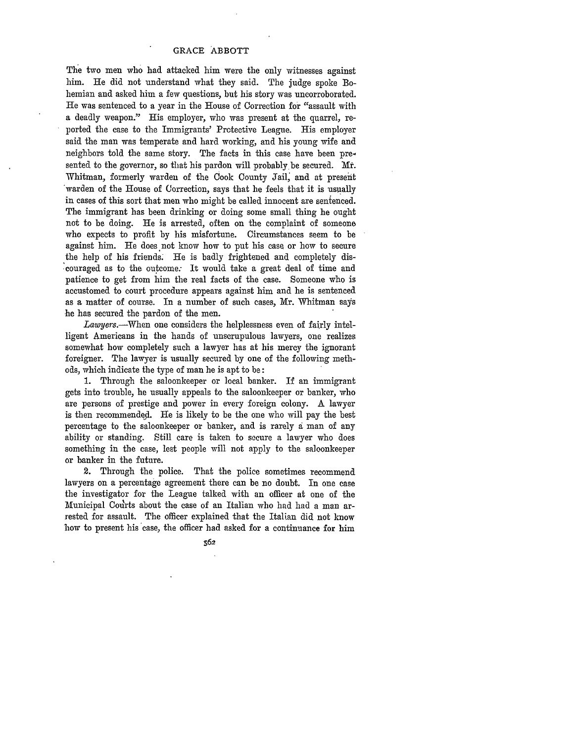The two men who had attacked him were the only witnesses against him. He did not understand what they said. The judge spoke Bohemian and asked him a few questions, but his story was uncorroborated. He was sentenced to a year in the House of Correction for "assault with a deadly weapon." His employer, who was present at the quarrel, reported the case to the Immigrants' Protective League. His employer said the man was temperate and hard working, and his young wife and neighbors told the same story. The facts in this case have been presented to the governor, so that his pardon will probably be secured. Mr. Whitman, formerly warden of the Cook County Jail, and at present warden of the House of Correction, says that he feels that it is usually in cases of this sort that men who might be called innocent are sentenced. The immigrant has been drinking or doing some small thing he ought not to be doing. He is arrested, often on the complaint of someone who expects to profit by his misfortune. Circumstances seem to be against him. He does not know how to put his case or how to secure the help of his friends. He is badly frightened and completely discouraged as to the outcome. It would take a great deal of time and patience to get from him the real facts of the case. Someone who is accustomed to court procedure appears against him and he is sentenced as a matter of course. In a number of such cases, Mr. Whitman says he has secured the pardon of the men.

*Lawyers.*—When one considers the helplessness even of fairly intelligent Americans in the hands of unscrupulous lawyers, one realizes somewhat how completely such a lawyer has at his mercy the ignorant foreigner. The lawyer is usually secured by one of the following methods, which indicate the type of man he is apt to be:

1. Through the saloonkeeper or local banker. If an immigrant gets into trouble, he usually appeals to the saloonkeeper or banker, who are persons of prestige and power in every foreign colony. A lawyer is then recommended. He is likely to be the one who will pay the best percentage to the saloonkeeper or banker, and is rarely a man of any ability or standing. Still care is taken to secure a lawyer who does something in the case, lest people will not apply to the saloonkeeper or banker in the future.

2. Through the police. That the police sometimes recommend lawyers on a percentage agreement there can be no doubt. In one case the investigator for the League talked with an officer at one of the Municipal Courts about the case of an Italian who had had a man arrested for assault. The officer explained that the Italian did not know how to present his case, the officer had asked for a continuance for him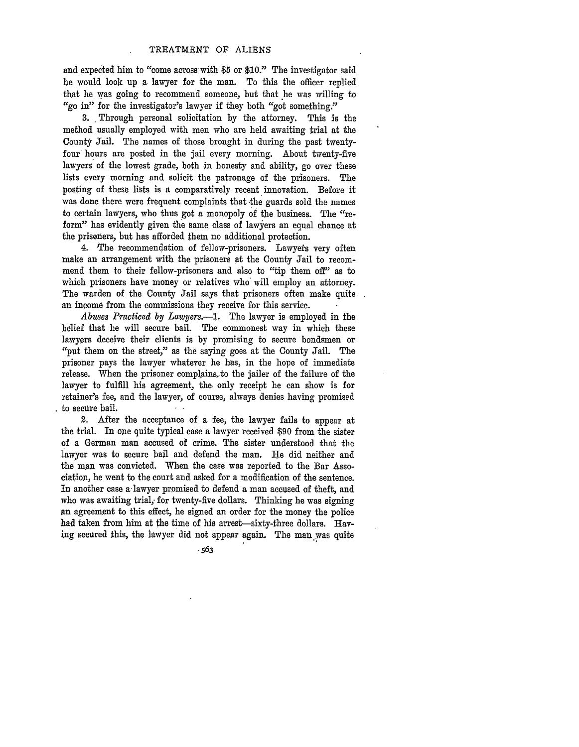and expected him to "come across with $5 or $10." The investigator said he would look up a lawyer for the man. To this the officer replied that he was going to recommend someone, but that he was willing to "go in" for the investigator's lawyer if they both "got something."

3. Through personal solicitation by the attorney. This is the method usually employed with men who are held awaiting trial at the County Jail. The names of those brought in during the past twenty-four hours are posted in the jail every morning. About twenty-five lawyers of the lowest grade, both in honesty and ability, go over these lists every morning and solicit the patronage of the prisoners. The posting of these lists is a comparatively recent innovation. Before it was done there were frequent complaints that the guards sold the names to certain lawyers, who thus got a monopoly of the business. The "reform" has evidently given the same class of lawyers an equal chance at the prisoners, but has afforded them no additional protection.

4. The recommendation of fellow-prisoners. Lawyers very often make an arrangement with the prisoners at the County Jail to recommend them to their fellow-prisoners and also to "tip them off" as to which prisoners have money or relatives who will employ an attorney. The warden of the County Jail says that prisoners often make quite an income from the commissions they receive for this service.

*Abuses Practiced by Lawyers.*—1. The lawyer is employed in the belief that he will secure bail. The commonest way in which these lawyers deceive their clients is by promising to secure bondsmen or "put them on the street," as the saying goes at the County Jail. The prisoner pays the lawyer whatever he has, in the hope of immediate release. When the prisoner complains to the jailer of the failure of the lawyer to fulfill his agreement, the only receipt he can show is for retainer's fee, and the lawyer, of course, always denies having promised to secure bail.

2. After the acceptance of a fee, the lawyer fails to appear at the trial. In one quite typical case a lawyer received $90 from the sister of a German man accused of crime. The sister understood that the lawyer was to secure bail and defend the man. He did neither and the man was convicted. When the case was reported to the Bar Association, he went to the court and asked for a modification of the sentence. In another case a lawyer promised to defend a man accused of theft, and who was awaiting trial, for twenty-five dollars. Thinking he was signing an agreement to this effect, he signed an order for the money the police had taken from him at the time of his arrest—sixty-three dollars. Having secured this, the lawyer did not appear again. The man was quite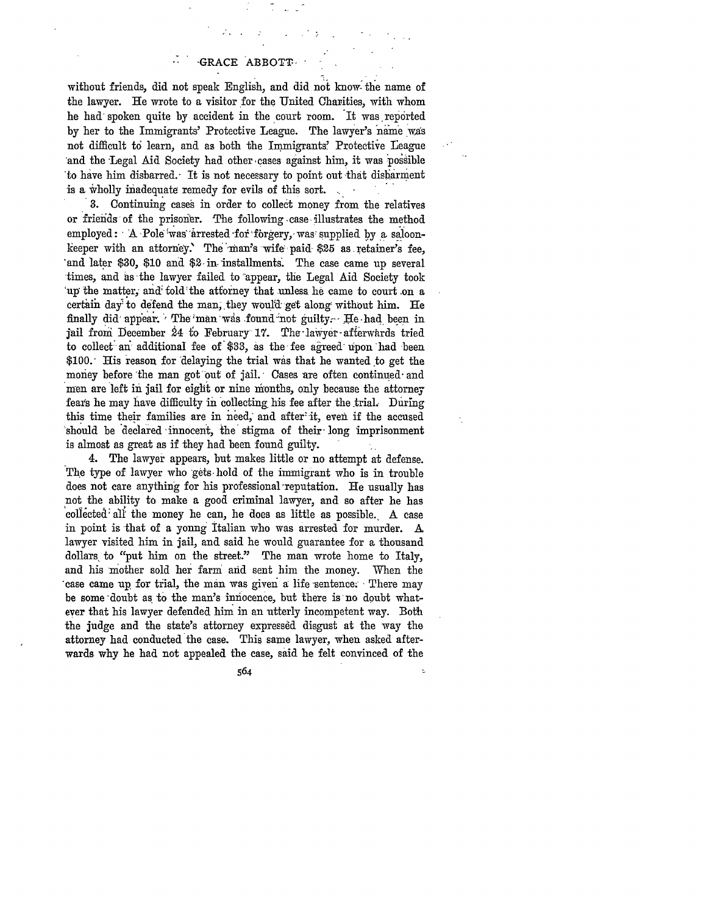without friends, did not speak English, and did not know the name of the lawyer. He wrote to a visitor for the United Charities, with whom he had spoken quite by accident in the court room. It was reported by her to the Immigrants' Protective League. The lawyer's name was not difficult to learn, and as both the Immigrants' Protective League and the Legal Aid Society had other cases against him, it was possible to have him disbarred. It is not necessary to point out that disbarment is a wholly inadequate remedy for evils of this sort.

3. Continuing cases in order to collect money from the relatives or friends of the prisoner. The following case illustrates the method employed: A Pole was arrested for forgery, was supplied by a saloon-keeper with an attorney. The man's wife paid $25 as retainer's fee, and later $30, $10 and $2 in installments. The case came up several times, and as the lawyer failed to appear, the Legal Aid Society took up the matter, and told the attorney that unless he came to court on a certain day to defend the man, they would get along without him. He finally did appear. The man was found not guilty. He had been in jail from December 24 to February 17. The lawyer afterwards tried to collect an additional fee of $33, as the fee agreed upon had been $100. His reason for delaying the trial was that he wanted to get the money before the man got out of jail. Cases are often continued and men are left in jail for eight or nine months, only because the attorney fears he may have difficulty in collecting his fee after the trial. During this time their families are in need, and after it, even if the accused should be declared innocent, the stigma of their long imprisonment is almost as great as if they had been found guilty.

4. The lawyer appears, but makes little or no attempt at defense. The type of lawyer who gets hold of the immigrant who is in trouble does not care anything for his professional reputation. He usually has not the ability to make a good criminal lawyer, and so after he has collected all the money he can, he does as little as possible. A case in point is that of a young Italian who was arrested for murder. A lawyer visited him in jail, and said he would guarantee for a thousand dollars to "put him on the street." The man wrote home to Italy, and his mother sold her farm and sent him the money. When the case came up for trial, the man was given a life sentence. There may be some doubt as to the man's innocence, but there is no doubt whatever that his lawyer defended him in an utterly incompetent way. Both the judge and the state's attorney expressed disgust at the way the attorney had conducted the case. This same lawyer, when asked afterwards why he had not appealed the case, said he felt convinced of the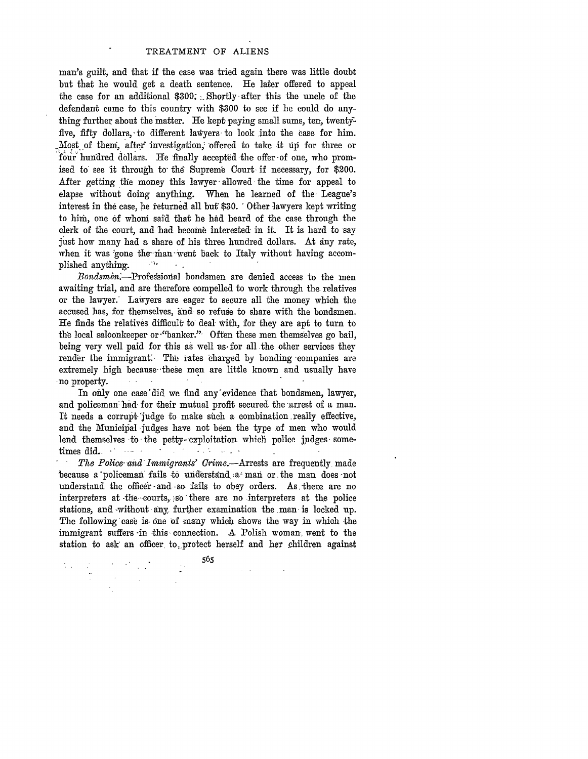man's guilt, and that if the case was tried again there was little doubt but that he would get a death sentence. He later offered to appeal the case for an additional $300. Shortly after this the uncle of the defendant came to this country with $300 to see if he could do anything further about the matter. He kept paying small sums, ten, twenty-five, fifty dollars, to different lawyers to look into the case for him. Most of them, after investigation, offered to take it up for three or four hundred dollars. He finally accepted the offer of one, who promised to see it through to the Supreme Court if necessary, for $200. After getting the money this lawyer allowed the time for appeal to elapse without doing anything. When he learned of the League's interest in the case, he returned all but $30. Other lawyers kept writing to him, one of whom said that he had heard of the case through the clerk of the court, and had become interested in it. It is hard to say just how many had a share of his three hundred dollars. At any rate, when it was gone the man went back to Italy without having accomplished anything.

*Bondsmen.*—Professional bondsmen are denied access to the men awaiting trial, and are therefore compelled to work through the relatives or the lawyer. Lawyers are eager to secure all the money which the accused has, for themselves, and so refuse to share with the bondsmen. He finds the relatives difficult to deal with, for they are apt to turn to the local saloonkeeper or "banker." Often these men themselves go bail, being very well paid for this as well as for all the other services they render the immigrant. The rates charged by bonding companies are extremely high because these men are little known and usually have no property.

In only one case did we find any evidence that bondsmen, lawyer, and policeman had for their mutual profit secured the arrest of a man. It needs a corrupt judge to make such a combination really effective, and the Municipal judges have not been the type of men who would lend themselves to the petty exploitation which police judges sometimes did.

*The Police and Immigrants' Crime.*—Arrests are frequently made because a policeman fails to understand a man or the man does not understand the officer and so fails to obey orders. As there are no interpreters at the courts, so there are no interpreters at the police stations, and without any further examination the man is locked up. The following case is one of many which shows the way in which the immigrant suffers in this connection. A Polish woman went to the station to ask an officer to protect herself and her children against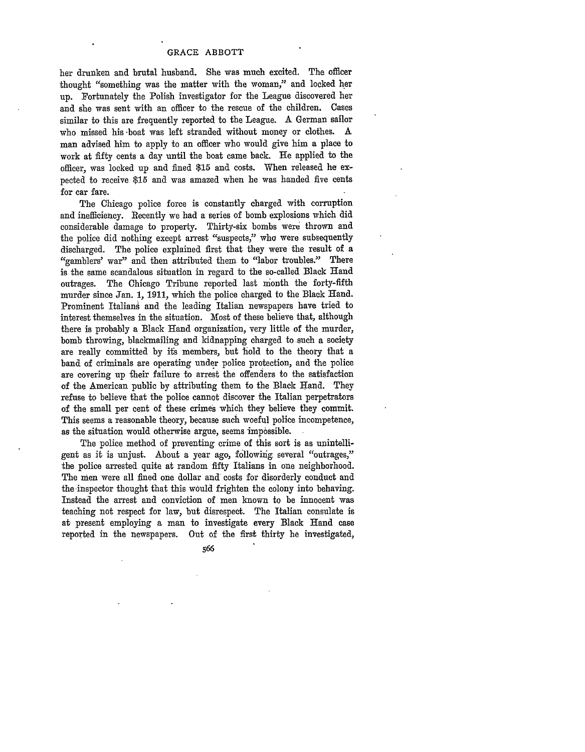her drunken and brutal husband. She was much excited. The officer thought "something was the matter with the woman," and locked her up. Fortunately the Polish investigator for the League discovered her and she was sent with an officer to the rescue of the children. Cases similar to this are frequently reported to the League. A German sailor who missed his boat was left stranded without money or clothes. A man advised him to apply to an officer who would give him a place to work at fifty cents a day until the boat came back. He applied to the officer, was locked up and fined $15 and costs. When released he expected to receive $15 and was amazed when he was handed five cents for car fare.

The Chicago police force is constantly charged with corruption and inefficiency. Recently we had a series of bomb explosions which did considerable damage to property. Thirty-six bombs were thrown and the police did nothing except arrest "suspects," who were subsequently discharged. The police explained first that they were the result of a "gamblers' war" and then attributed them to "labor troubles." There is the same scandalous situation in regard to the so-called Black Hand outrages. The Chicago Tribune reported last month the forty-fifth murder since Jan. 1, 1911, which the police charged to the Black Hand. Prominent Italians and the leading Italian newspapers have tried to interest themselves in the situation. Most of these believe that, although there is probably a Black Hand organization, very little of the murder, bomb throwing, blackmailing and kidnapping charged to such a society are really committed by its members, but hold to the theory that a band of criminals are operating under police protection, and the police are covering up their failure to arrest the offenders to the satisfaction of the American public by attributing them to the Black Hand. They refuse to believe that the police cannot discover the Italian perpetrators of the small per cent of these crimes which they believe they commit. This seems a reasonable theory, because such woeful police incompetence, as the situation would otherwise argue, seems impossible.

The police method of preventing crime of this sort is as unintelligent as it is unjust. About a year ago, following several "outrages," the police arrested quite at random fifty Italians in one neighborhood. The men were all fined one dollar and costs for disorderly conduct and the inspector thought that this would frighten the colony into behaving. Instead the arrest and conviction of men known to be innocent was teaching not respect for law, but disrespect. The Italian consulate is at present employing a man to investigate every Black Hand case reported in the newspapers. Out of the first thirty he investigated,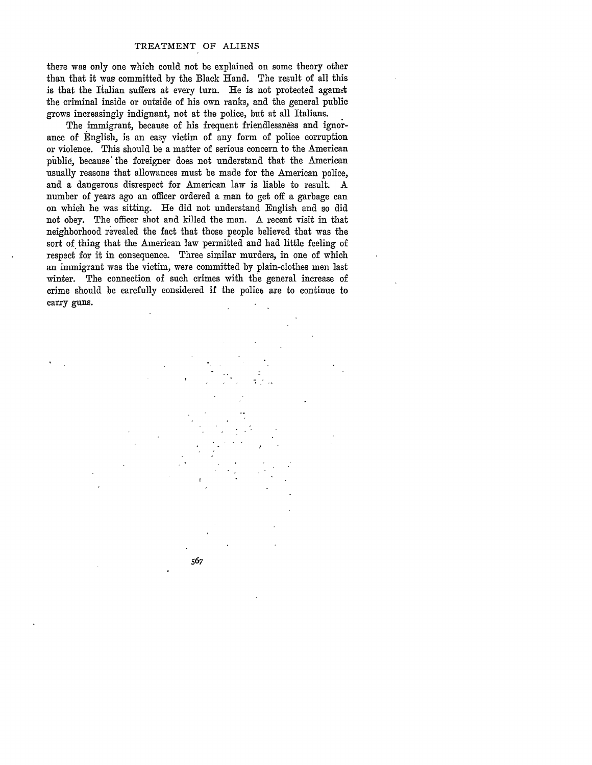there was only one which could not be explained on some theory other than that it was committed by the Black Hand. The result of all this is that the Italian suffers at every turn. He is not protected against the criminal inside or outside of his own ranks, and the general public grows increasingly indignant, not at the police, but at all Italians.

The immigrant, because of his frequent friendlessness and ignorance of English, is an easy victim of any form of police corruption or violence. This should be a matter of serious concern to the American public, because the foreigner does not understand that the American usually reasons that allowances must be made for the American police, and a dangerous disrespect for American law is liable to result. A number of years ago an officer ordered a man to get off a garbage can on which he was sitting. He did not understand English and so did not obey. The officer shot and killed the man. A recent visit in that neighborhood revealed the fact that those people believed that was the sort of thing that the American law permitted and had little feeling of respect for it in consequence. Three similar murders, in one of which an immigrant was the victim, were committed by plain-clothes men last winter. The connection of such crimes with the general increase of crime should be carefully considered if the police are to continue to carry guns.